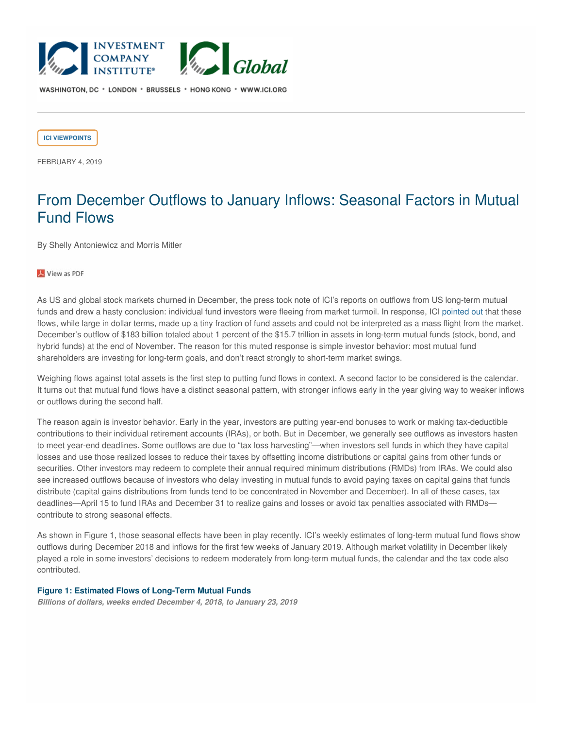ICI VIEWPOINTS

FEBRUARY 4, 2019

# From December Outflows to January Inflows: Seasonal Factors in Mutual Fund Flows

By Shelly Antoniewicz and Morris Mitler

View as PDF

As US and global stock markets churned in December, the press took note of ICI's reports on outflows from US long-term mutual funds and drew a hasty conclusion: individual fund investors were fleeing from market turmoil. In response, ICI pointed out that these flows, while large in dollar terms, made up a tiny fraction of fund assets and could not be interpreted as a mass flight from the market. December's outflow of $183 billion totaled about 1 percent of the $15.7 trillion in assets in long-term mutual funds (stock, bond, and hybrid funds) at the end of November. The reason for this muted response is simple investor behavior: most mutual fund shareholders are investing for long-term goals, and don't react strongly to short-term market swings.

Weighing flows against total assets is the first step to putting fund flows in context. A second factor to be considered is the calendar. It turns out that mutual fund flows have a distinct seasonal pattern, with stronger inflows early in the year giving way to weaker inflows or outflows during the second half.

The reason again is investor behavior. Early in the year, investors are putting year-end bonuses to work or making tax-deductible contributions to their individual retirement accounts (IRAs), or both. But in December, we generally see outflows as investors hasten to meet year-end deadlines. Some outflows are due to "tax loss harvesting"—when investors sell funds in which they have capital losses and use those realized losses to reduce their taxes by offsetting income distributions or capital gains from other funds or securities. Other investors may redeem to complete their annual required minimum distributions (RMDs) from IRAs. We could also see increased outflows because of investors who delay investing in mutual funds to avoid paying taxes on capital gains that funds distribute (capital gains distributions from funds tend to be concentrated in November and December). In all of these cases, tax deadlines—April 15 to fund IRAs and December 31 to realize gains and losses or avoid tax penalties associated with RMDs—contribute to strong seasonal effects.

As shown in Figure 1, those seasonal effects have been in play recently. ICI's weekly estimates of long-term mutual fund flows show outflows during December 2018 and inflows for the first few weeks of January 2019. Although market volatility in December likely played a role in some investors' decisions to redeem moderately from long-term mutual funds, the calendar and the tax code also contributed.

**Figure 1: Estimated Flows of Long-Term Mutual Funds**

***Billions of dollars, weeks ended December 4, 2018, to January 23, 2019***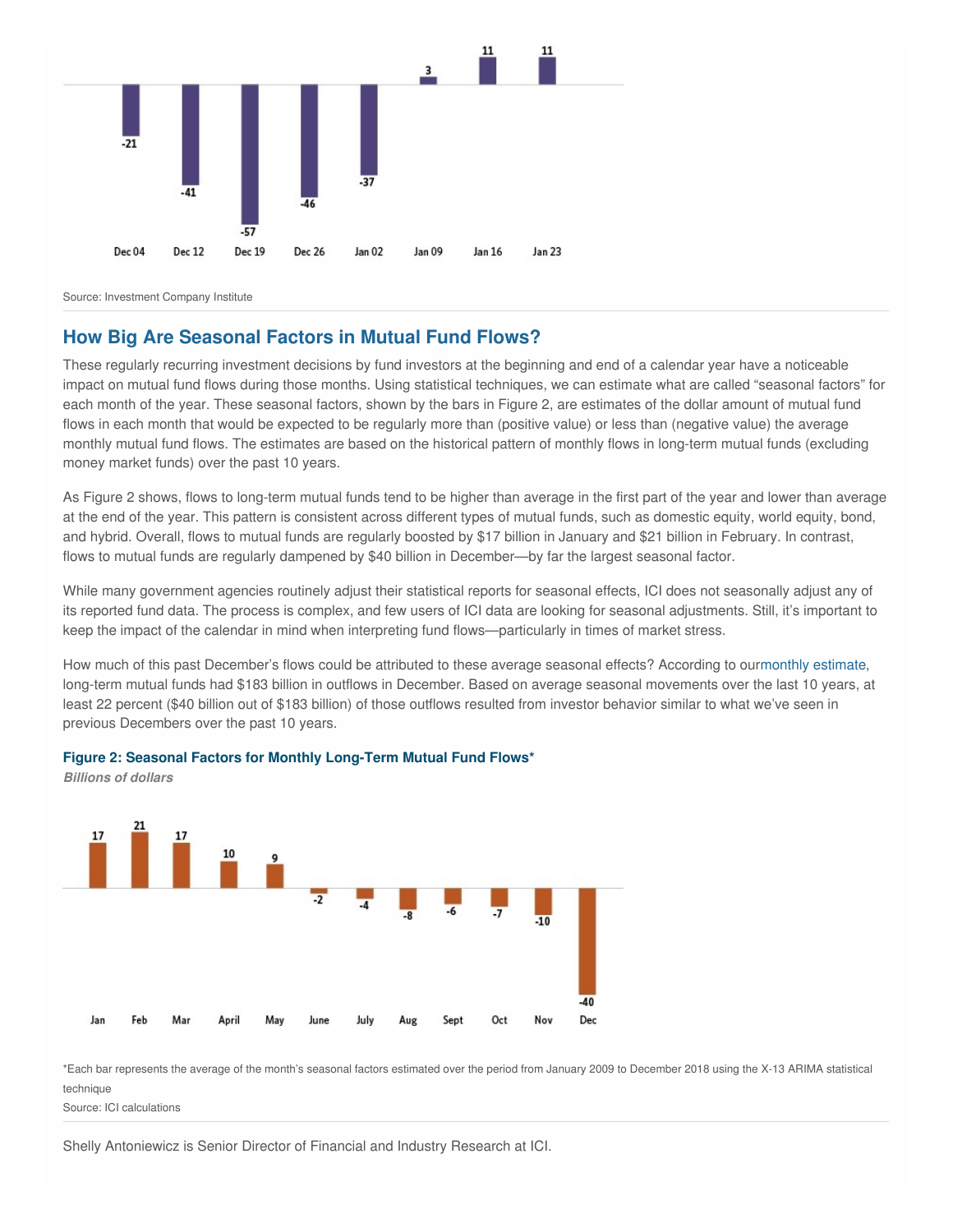Source: Investment Company Institute

## How Big Are Seasonal Factors in Mutual Fund Flows?

These regularly recurring investment decisions by fund investors at the beginning and end of a calendar year have a noticeable impact on mutual fund flows during those months. Using statistical techniques, we can estimate what are called "seasonal factors" for each month of the year. These seasonal factors, shown by the bars in Figure 2, are estimates of the dollar amount of mutual fund flows in each month that would be expected to be regularly more than (positive value) or less than (negative value) the average monthly mutual fund flows. The estimates are based on the historical pattern of monthly flows in long-term mutual funds (excluding money market funds) over the past 10 years.

As Figure 2 shows, flows to long-term mutual funds tend to be higher than average in the first part of the year and lower than average at the end of the year. This pattern is consistent across different types of mutual funds, such as domestic equity, world equity, bond, and hybrid. Overall, flows to mutual funds are regularly boosted by $17 billion in January and $21 billion in February. In contrast, flows to mutual funds are regularly dampened by $40 billion in December—by far the largest seasonal factor.

While many government agencies routinely adjust their statistical reports for seasonal effects, ICI does not seasonally adjust any of its reported fund data. The process is complex, and few users of ICI data are looking for seasonal adjustments. Still, it's important to keep the impact of the calendar in mind when interpreting fund flows—particularly in times of market stress.

How much of this past December's flows could be attributed to these average seasonal effects? According to ourmonthly estimate, long-term mutual funds had $183 billion in outflows in December. Based on average seasonal movements over the last 10 years, at least 22 percent ($40 billion out of $183 billion) of those outflows resulted from investor behavior similar to what we've seen in previous Decembers over the past 10 years.

**Figure 2: Seasonal Factors for Monthly Long-Term Mutual Fund Flows***

***Billions of dollars***

| Jan | Feb | Mar | April | May | June | July | Aug | Sept | Oct | Nov | Dec |
|---|---|---|---|---|---|---|---|---|---|---|---|
| 17 | 21 | 17 | 10 | 9 | -2 | -4 | -8 | -6 | -7 | -10 | -40 |

*Each bar represents the average of the month's seasonal factors estimated over the period from January 2009 to December 2018 using the X-13 ARIMA statistical technique

Source: ICI calculations

Shelly Antoniewicz is Senior Director of Financial and Industry Research at ICI.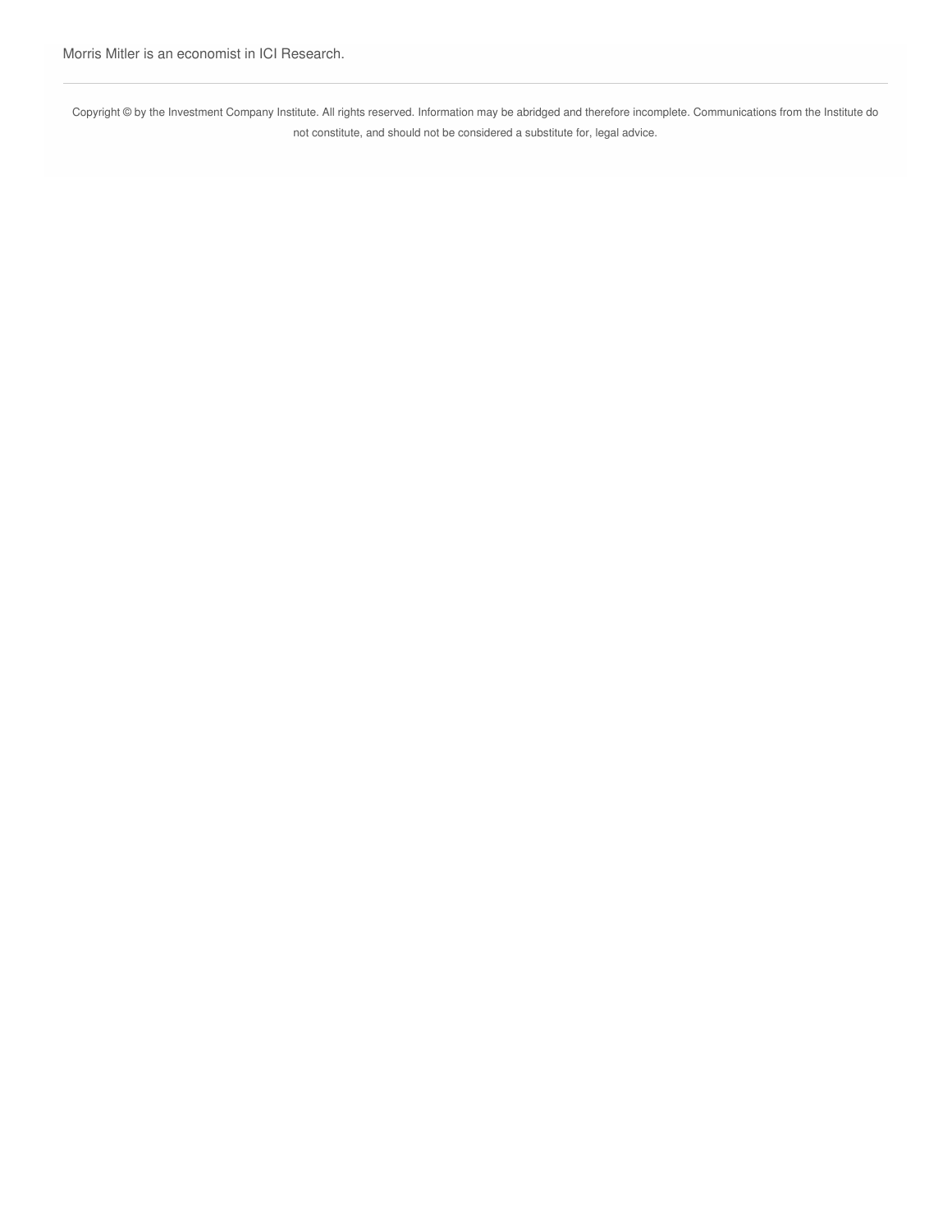Morris Mitler is an economist in ICI Research.

---

Copyright © by the Investment Company Institute. All rights reserved. Information may be abridged and therefore incomplete. Communications from the Institute do not constitute, and should not be considered a substitute for, legal advice.